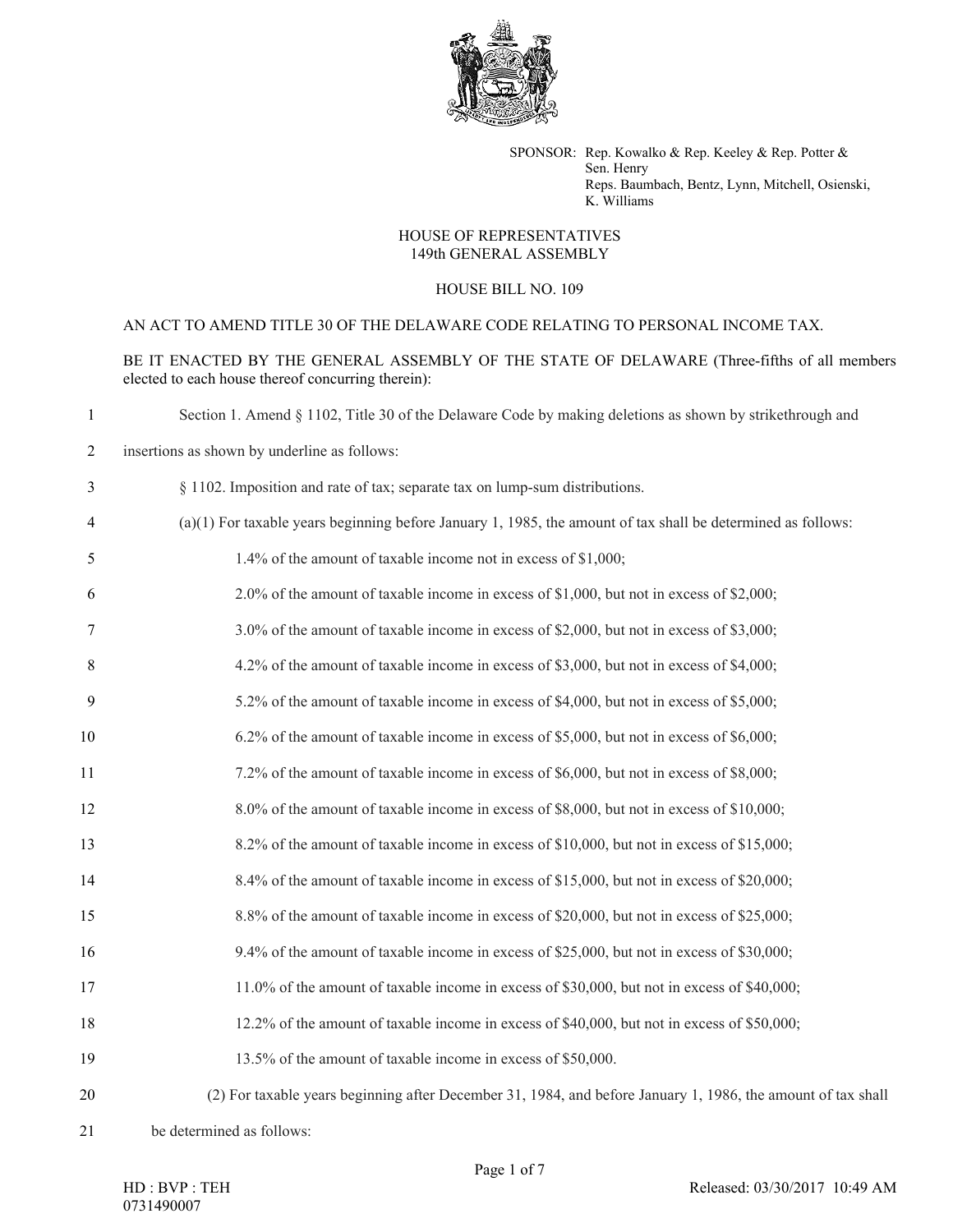SPONSOR: Rep. Kowalko & Rep. Keeley & Rep. Potter & Sen. Henry
Reps. Baumbach, Bentz, Lynn, Mitchell, Osienski, K. Williams

HOUSE OF REPRESENTATIVES
149th GENERAL ASSEMBLY

HOUSE BILL NO. 109

AN ACT TO AMEND TITLE 30 OF THE DELAWARE CODE RELATING TO PERSONAL INCOME TAX.

BE IT ENACTED BY THE GENERAL ASSEMBLY OF THE STATE OF DELAWARE (Three-fifths of all members elected to each house thereof concurring therein):

1 Section 1. Amend § 1102, Title 30 of the Delaware Code by making deletions as shown by strikethrough and

2 insertions as shown by underline as follows:

3 § 1102. Imposition and rate of tax; separate tax on lump-sum distributions.

4 (a)(1) For taxable years beginning before January 1, 1985, the amount of tax shall be determined as follows:

5 1.4% of the amount of taxable income not in excess of $1,000;

6 2.0% of the amount of taxable income in excess of $1,000, but not in excess of $2,000;

7 3.0% of the amount of taxable income in excess of $2,000, but not in excess of $3,000;

8 4.2% of the amount of taxable income in excess of $3,000, but not in excess of $4,000;

9 5.2% of the amount of taxable income in excess of $4,000, but not in excess of $5,000;

10 6.2% of the amount of taxable income in excess of $5,000, but not in excess of $6,000;

11 7.2% of the amount of taxable income in excess of $6,000, but not in excess of $8,000;

12 8.0% of the amount of taxable income in excess of $8,000, but not in excess of $10,000;

13 8.2% of the amount of taxable income in excess of $10,000, but not in excess of $15,000;

14 8.4% of the amount of taxable income in excess of $15,000, but not in excess of $20,000;

15 8.8% of the amount of taxable income in excess of $20,000, but not in excess of $25,000;

16 9.4% of the amount of taxable income in excess of $25,000, but not in excess of $30,000;

17 11.0% of the amount of taxable income in excess of $30,000, but not in excess of $40,000;

18 12.2% of the amount of taxable income in excess of $40,000, but not in excess of $50,000;

19 13.5% of the amount of taxable income in excess of $50,000.

20 (2) For taxable years beginning after December 31, 1984, and before January 1, 1986, the amount of tax shall

21 be determined as follows:

HD : BVP : TEH
0731490007

Released: 03/30/2017 10:49 AM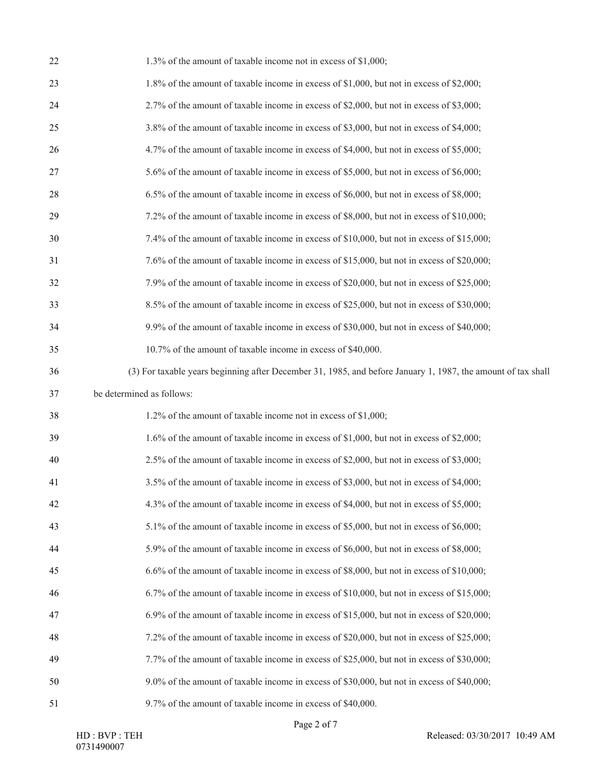1.3% of the amount of taxable income not in excess of $1,000;

1.8% of the amount of taxable income in excess of $1,000, but not in excess of $2,000;

2.7% of the amount of taxable income in excess of $2,000, but not in excess of $3,000;

3.8% of the amount of taxable income in excess of $3,000, but not in excess of $4,000;

4.7% of the amount of taxable income in excess of $4,000, but not in excess of $5,000;

5.6% of the amount of taxable income in excess of $5,000, but not in excess of $6,000;

6.5% of the amount of taxable income in excess of $6,000, but not in excess of $8,000;

7.2% of the amount of taxable income in excess of $8,000, but not in excess of $10,000;

7.4% of the amount of taxable income in excess of $10,000, but not in excess of $15,000;

7.6% of the amount of taxable income in excess of $15,000, but not in excess of $20,000;

7.9% of the amount of taxable income in excess of $20,000, but not in excess of $25,000;

8.5% of the amount of taxable income in excess of $25,000, but not in excess of $30,000;

9.9% of the amount of taxable income in excess of $30,000, but not in excess of $40,000;

10.7% of the amount of taxable income in excess of $40,000.

(3) For taxable years beginning after December 31, 1985, and before January 1, 1987, the amount of tax shall be determined as follows:

1.2% of the amount of taxable income not in excess of $1,000;

1.6% of the amount of taxable income in excess of $1,000, but not in excess of $2,000;

2.5% of the amount of taxable income in excess of $2,000, but not in excess of $3,000;

3.5% of the amount of taxable income in excess of $3,000, but not in excess of $4,000;

4.3% of the amount of taxable income in excess of $4,000, but not in excess of $5,000;

5.1% of the amount of taxable income in excess of $5,000, but not in excess of $6,000;

5.9% of the amount of taxable income in excess of $6,000, but not in excess of $8,000;

6.6% of the amount of taxable income in excess of $8,000, but not in excess of $10,000;

6.7% of the amount of taxable income in excess of $10,000, but not in excess of $15,000;

6.9% of the amount of taxable income in excess of $15,000, but not in excess of $20,000;

7.2% of the amount of taxable income in excess of $20,000, but not in excess of $25,000;

7.7% of the amount of taxable income in excess of $25,000, but not in excess of $30,000;

9.0% of the amount of taxable income in excess of $30,000, but not in excess of $40,000;

9.7% of the amount of taxable income in excess of $40,000.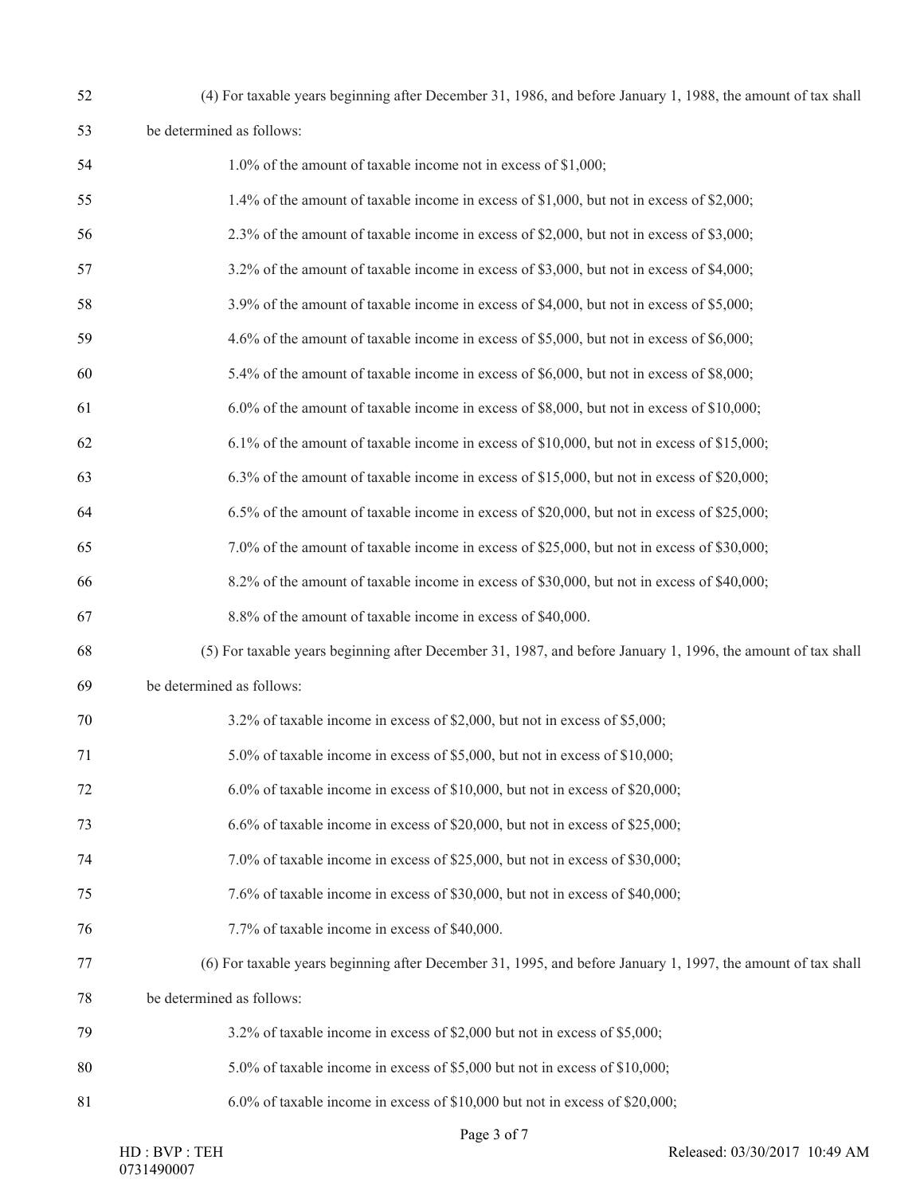(4) For taxable years beginning after December 31, 1986, and before January 1, 1988, the amount of tax shall be determined as follows:

1.0% of the amount of taxable income not in excess of $1,000;

1.4% of the amount of taxable income in excess of $1,000, but not in excess of $2,000;

2.3% of the amount of taxable income in excess of $2,000, but not in excess of $3,000;

3.2% of the amount of taxable income in excess of $3,000, but not in excess of $4,000;

3.9% of the amount of taxable income in excess of $4,000, but not in excess of $5,000;

4.6% of the amount of taxable income in excess of $5,000, but not in excess of $6,000;

5.4% of the amount of taxable income in excess of $6,000, but not in excess of $8,000;

6.0% of the amount of taxable income in excess of $8,000, but not in excess of $10,000;

6.1% of the amount of taxable income in excess of $10,000, but not in excess of $15,000;

6.3% of the amount of taxable income in excess of $15,000, but not in excess of $20,000;

6.5% of the amount of taxable income in excess of $20,000, but not in excess of $25,000;

7.0% of the amount of taxable income in excess of $25,000, but not in excess of $30,000;

8.2% of the amount of taxable income in excess of $30,000, but not in excess of $40,000;

8.8% of the amount of taxable income in excess of $40,000.

(5) For taxable years beginning after December 31, 1987, and before January 1, 1996, the amount of tax shall be determined as follows:

3.2% of taxable income in excess of $2,000, but not in excess of $5,000;

5.0% of taxable income in excess of $5,000, but not in excess of $10,000;

6.0% of taxable income in excess of $10,000, but not in excess of $20,000;

6.6% of taxable income in excess of $20,000, but not in excess of $25,000;

7.0% of taxable income in excess of $25,000, but not in excess of $30,000;

7.6% of taxable income in excess of $30,000, but not in excess of $40,000;

7.7% of taxable income in excess of $40,000.

(6) For taxable years beginning after December 31, 1995, and before January 1, 1997, the amount of tax shall be determined as follows:

3.2% of taxable income in excess of $2,000 but not in excess of $5,000;

5.0% of taxable income in excess of $5,000 but not in excess of $10,000;

6.0% of taxable income in excess of $10,000 but not in excess of $20,000;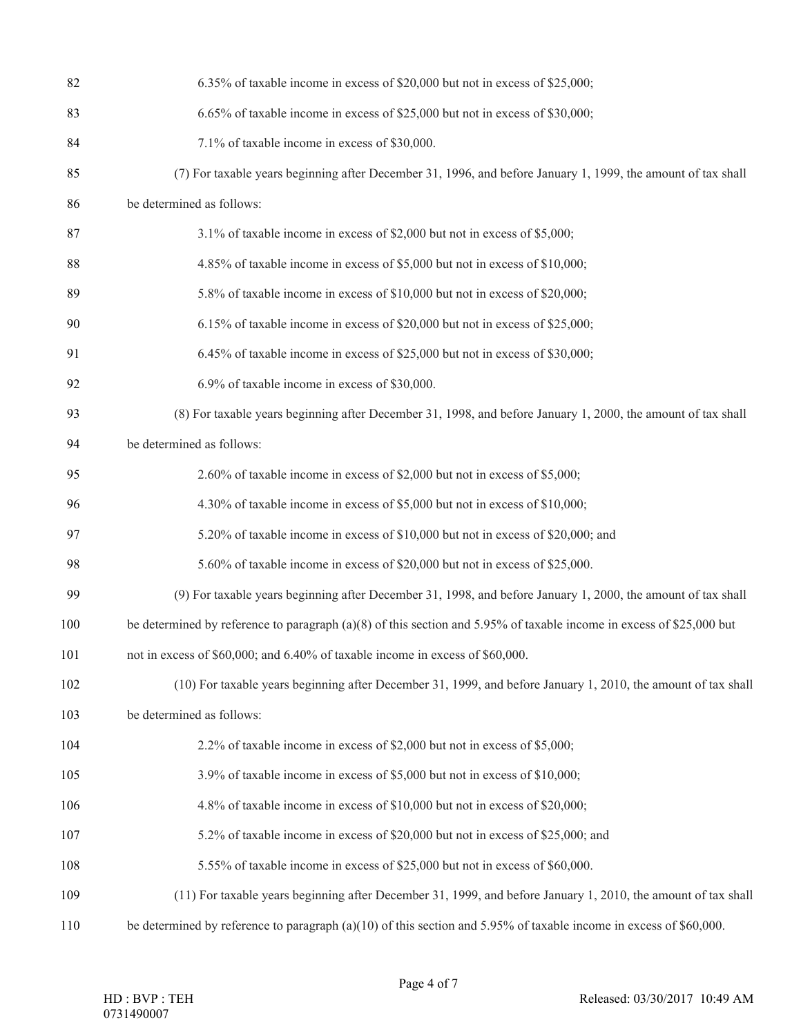6.35% of taxable income in excess of $20,000 but not in excess of $25,000;

6.65% of taxable income in excess of $25,000 but not in excess of $30,000;

7.1% of taxable income in excess of $30,000.

(7) For taxable years beginning after December 31, 1996, and before January 1, 1999, the amount of tax shall be determined as follows:

3.1% of taxable income in excess of $2,000 but not in excess of $5,000;

4.85% of taxable income in excess of $5,000 but not in excess of $10,000;

5.8% of taxable income in excess of $10,000 but not in excess of $20,000;

6.15% of taxable income in excess of $20,000 but not in excess of $25,000;

6.45% of taxable income in excess of $25,000 but not in excess of $30,000;

6.9% of taxable income in excess of $30,000.

(8) For taxable years beginning after December 31, 1998, and before January 1, 2000, the amount of tax shall be determined as follows:

2.60% of taxable income in excess of $2,000 but not in excess of $5,000;

4.30% of taxable income in excess of $5,000 but not in excess of $10,000;

5.20% of taxable income in excess of $10,000 but not in excess of $20,000; and

5.60% of taxable income in excess of $20,000 but not in excess of $25,000.

(9) For taxable years beginning after December 31, 1998, and before January 1, 2000, the amount of tax shall be determined by reference to paragraph (a)(8) of this section and 5.95% of taxable income in excess of $25,000 but not in excess of $60,000; and 6.40% of taxable income in excess of $60,000.

(10) For taxable years beginning after December 31, 1999, and before January 1, 2010, the amount of tax shall be determined as follows:

2.2% of taxable income in excess of $2,000 but not in excess of $5,000;

3.9% of taxable income in excess of $5,000 but not in excess of $10,000;

4.8% of taxable income in excess of $10,000 but not in excess of $20,000;

5.2% of taxable income in excess of $20,000 but not in excess of $25,000; and

5.55% of taxable income in excess of $25,000 but not in excess of $60,000.

(11) For taxable years beginning after December 31, 1999, and before January 1, 2010, the amount of tax shall be determined by reference to paragraph (a)(10) of this section and 5.95% of taxable income in excess of $60,000.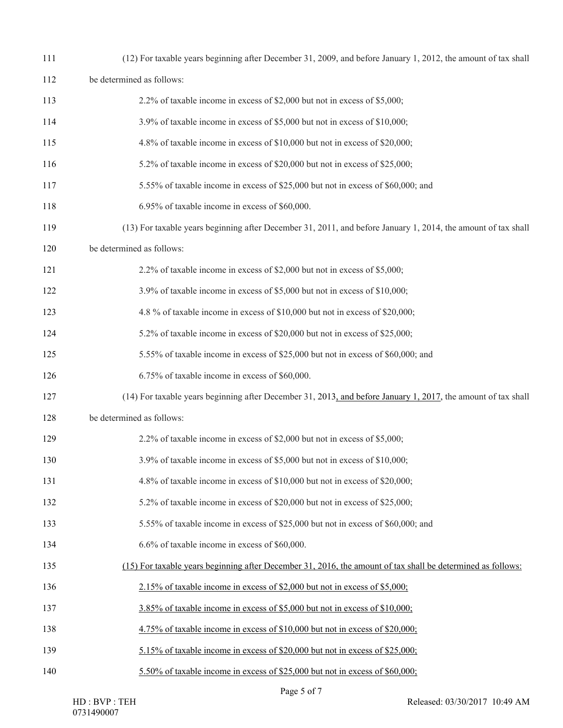111 (12) For taxable years beginning after December 31, 2009, and before January 1, 2012, the amount of tax shall

112 be determined as follows:

113 2.2% of taxable income in excess of $2,000 but not in excess of $5,000;

114 3.9% of taxable income in excess of $5,000 but not in excess of $10,000;

115 4.8% of taxable income in excess of $10,000 but not in excess of $20,000;

116 5.2% of taxable income in excess of $20,000 but not in excess of $25,000;

117 5.55% of taxable income in excess of $25,000 but not in excess of $60,000; and

118 6.95% of taxable income in excess of $60,000.

119 (13) For taxable years beginning after December 31, 2011, and before January 1, 2014, the amount of tax shall

120 be determined as follows:

121 2.2% of taxable income in excess of $2,000 but not in excess of $5,000;

122 3.9% of taxable income in excess of $5,000 but not in excess of $10,000;

123 4.8 % of taxable income in excess of $10,000 but not in excess of $20,000;

124 5.2% of taxable income in excess of $20,000 but not in excess of $25,000;

125 5.55% of taxable income in excess of $25,000 but not in excess of $60,000; and

126 6.75% of taxable income in excess of $60,000.

127 (14) For taxable years beginning after December 31, 2013<u>, and before January 1, 2017</u>, the amount of tax shall

128 be determined as follows:

129 2.2% of taxable income in excess of $2,000 but not in excess of $5,000;

130 3.9% of taxable income in excess of $5,000 but not in excess of $10,000;

131 4.8% of taxable income in excess of $10,000 but not in excess of $20,000;

132 5.2% of taxable income in excess of $20,000 but not in excess of $25,000;

133 5.55% of taxable income in excess of $25,000 but not in excess of $60,000; and

134 6.6% of taxable income in excess of $60,000.

135 <u>(15) For taxable years beginning after December 31, 2016, the amount of tax shall be determined as follows:</u>

136 <u>2.15% of taxable income in excess of $2,000 but not in excess of $5,000;</u>

137 <u>3.85% of taxable income in excess of $5,000 but not in excess of $10,000;</u>

138 <u>4.75% of taxable income in excess of $10,000 but not in excess of $20,000;</u>

139 <u>5.15% of taxable income in excess of $20,000 but not in excess of $25,000;</u>

140 <u>5.50% of taxable income in excess of $25,000 but not in excess of $60,000;</u>

HD : BVP : TEH
0731490007

Released: 03/30/2017 10:49 AM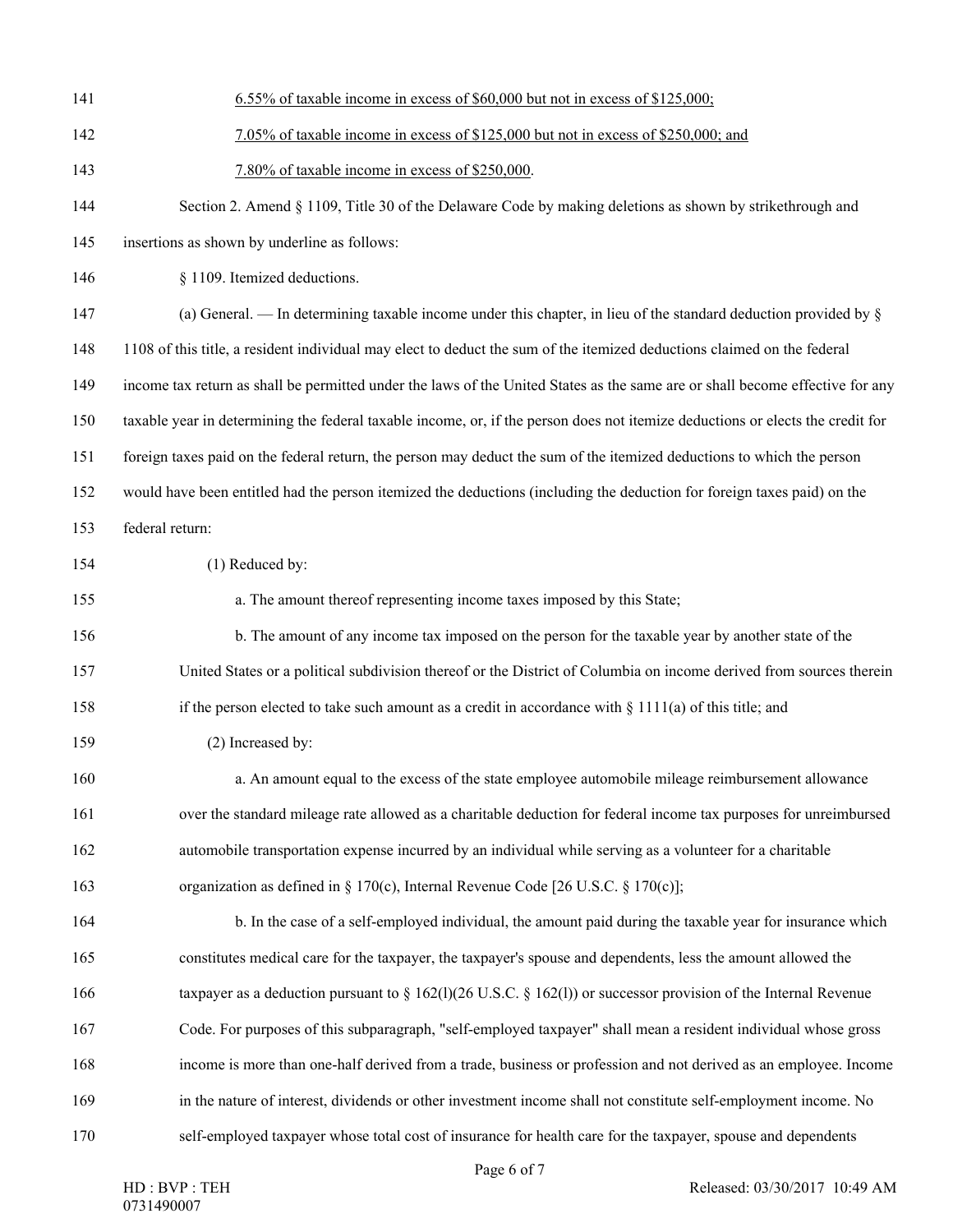6.55% of taxable income in excess of $60,000 but not in excess of $125,000;

7.05% of taxable income in excess of $125,000 but not in excess of $250,000; and

7.80% of taxable income in excess of $250,000.

Section 2. Amend § 1109, Title 30 of the Delaware Code by making deletions as shown by strikethrough and insertions as shown by underline as follows:

§ 1109. Itemized deductions.

(a) General. — In determining taxable income under this chapter, in lieu of the standard deduction provided by § 1108 of this title, a resident individual may elect to deduct the sum of the itemized deductions claimed on the federal income tax return as shall be permitted under the laws of the United States as the same are or shall become effective for any taxable year in determining the federal taxable income, or, if the person does not itemize deductions or elects the credit for foreign taxes paid on the federal return, the person may deduct the sum of the itemized deductions to which the person would have been entitled had the person itemized the deductions (including the deduction for foreign taxes paid) on the federal return:

(1) Reduced by:

a. The amount thereof representing income taxes imposed by this State;

b. The amount of any income tax imposed on the person for the taxable year by another state of the United States or a political subdivision thereof or the District of Columbia on income derived from sources therein if the person elected to take such amount as a credit in accordance with § 1111(a) of this title; and

(2) Increased by:

a. An amount equal to the excess of the state employee automobile mileage reimbursement allowance over the standard mileage rate allowed as a charitable deduction for federal income tax purposes for unreimbursed automobile transportation expense incurred by an individual while serving as a volunteer for a charitable organization as defined in § 170(c), Internal Revenue Code [26 U.S.C. § 170(c)];

b. In the case of a self-employed individual, the amount paid during the taxable year for insurance which constitutes medical care for the taxpayer, the taxpayer's spouse and dependents, less the amount allowed the taxpayer as a deduction pursuant to § 162(l)(26 U.S.C. § 162(l)) or successor provision of the Internal Revenue Code. For purposes of this subparagraph, "self-employed taxpayer" shall mean a resident individual whose gross income is more than one-half derived from a trade, business or profession and not derived as an employee. Income in the nature of interest, dividends or other investment income shall not constitute self-employment income. No self-employed taxpayer whose total cost of insurance for health care for the taxpayer, spouse and dependents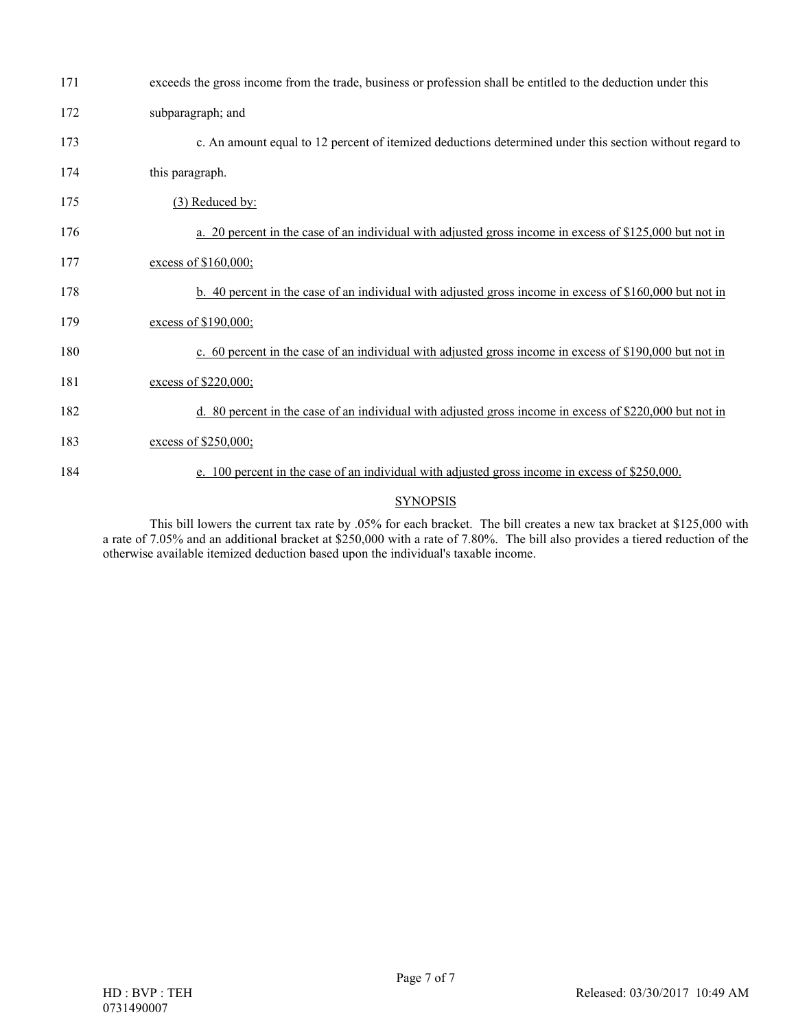171 exceeds the gross income from the trade, business or profession shall be entitled to the deduction under this

172 subparagraph; and

173 c. An amount equal to 12 percent of itemized deductions determined under this section without regard to

174 this paragraph.

175 <u>(3) Reduced by:</u>

176 <u>a. 20 percent in the case of an individual with adjusted gross income in excess of $125,000 but not in</u>

177 <u>excess of $160,000;</u>

178 <u>b. 40 percent in the case of an individual with adjusted gross income in excess of $160,000 but not in</u>

179 <u>excess of $190,000;</u>

180 <u>c. 60 percent in the case of an individual with adjusted gross income in excess of $190,000 but not in</u>

181 <u>excess of $220,000;</u>

182 <u>d. 80 percent in the case of an individual with adjusted gross income in excess of $220,000 but not in</u>

183 <u>excess of $250,000;</u>

184 <u>e. 100 percent in the case of an individual with adjusted gross income in excess of $250,000.</u>

## SYNOPSIS

This bill lowers the current tax rate by .05% for each bracket. The bill creates a new tax bracket at $125,000 with a rate of 7.05% and an additional bracket at $250,000 with a rate of 7.80%. The bill also provides a tiered reduction of the otherwise available itemized deduction based upon the individual's taxable income.

HD : BVP : TEH
0731490007

Released: 03/30/2017 10:49 AM